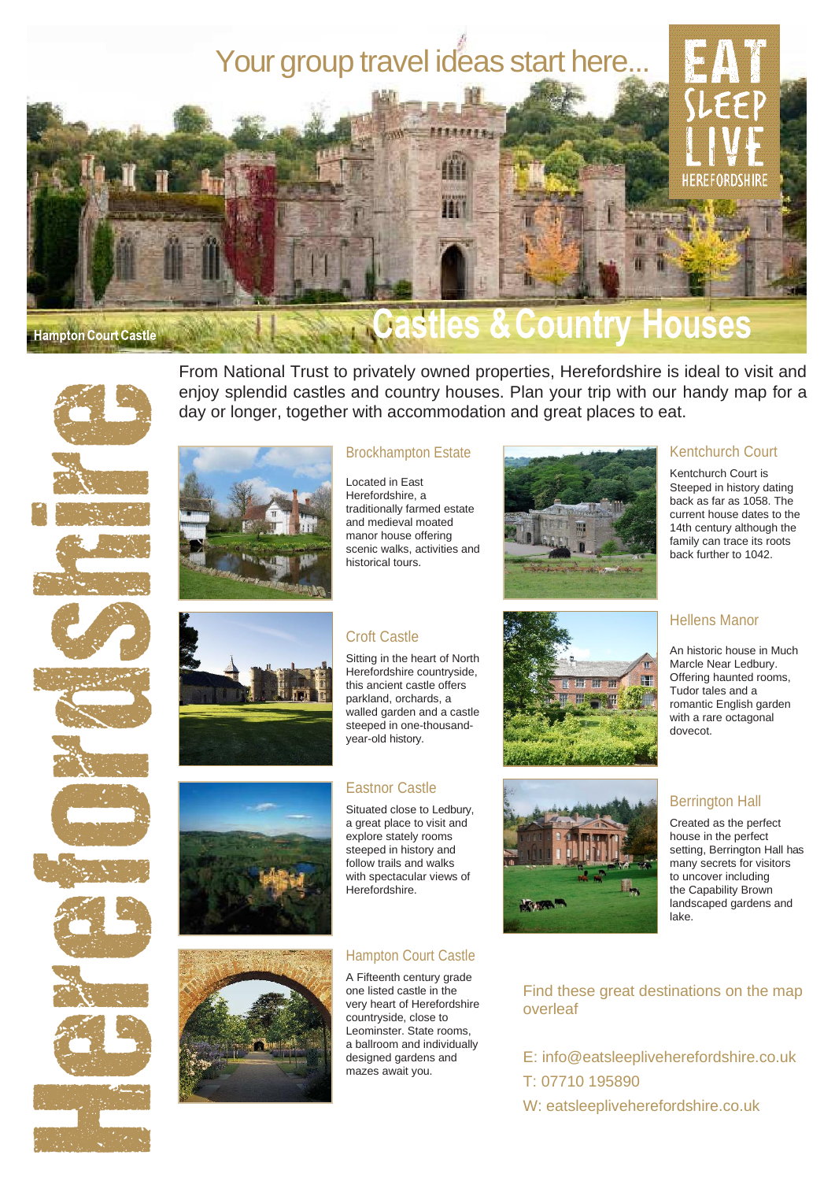# Your group travel ideas start here...

EAT SLEEP LIVE HEREFORDSHIRE

Hampton Court Castle

## Castles & Country Houses

Herefordshire

From National Trust to privately owned properties, Herefordshire is ideal to visit and enjoy splendid castles and country houses. Plan your trip with our handy map for a day or longer, together with accommodation and great places to eat.

### Brockhampton Estate

Located in East Herefordshire, a traditionally farmed estate and medieval moated manor house offering scenic walks, activities and historical tours.

### Kentchurch Court

Kentchurch Court is Steeped in history dating back as far as 1058. The current house dates to the 14th century although the family can trace its roots back further to 1042.

### Croft Castle

Sitting in the heart of North Herefordshire countryside, this ancient castle offers parkland, orchards, a walled garden and a castle steeped in one-thousand-year-old history.

### Hellens Manor

An historic house in Much Marcle Near Ledbury. Offering haunted rooms, Tudor tales and a romantic English garden with a rare octagonal dovecot.

### Eastnor Castle

Situated close to Ledbury, a great place to visit and explore stately rooms steeped in history and follow trails and walks with spectacular views of Herefordshire.

### Berrington Hall

Created as the perfect house in the perfect setting, Berrington Hall has many secrets for visitors to uncover including the Capability Brown landscaped gardens and lake.

### Hampton Court Castle

A Fifteenth century grade one listed castle in the very heart of Herefordshire countryside, close to Leominster. State rooms, a ballroom and individually designed gardens and mazes await you.

Find these great destinations on the map overleaf

E: info@eatsleepliveherefordshire.co.uk

T: 07710 195890

W: eatsleepliveherefordshire.co.uk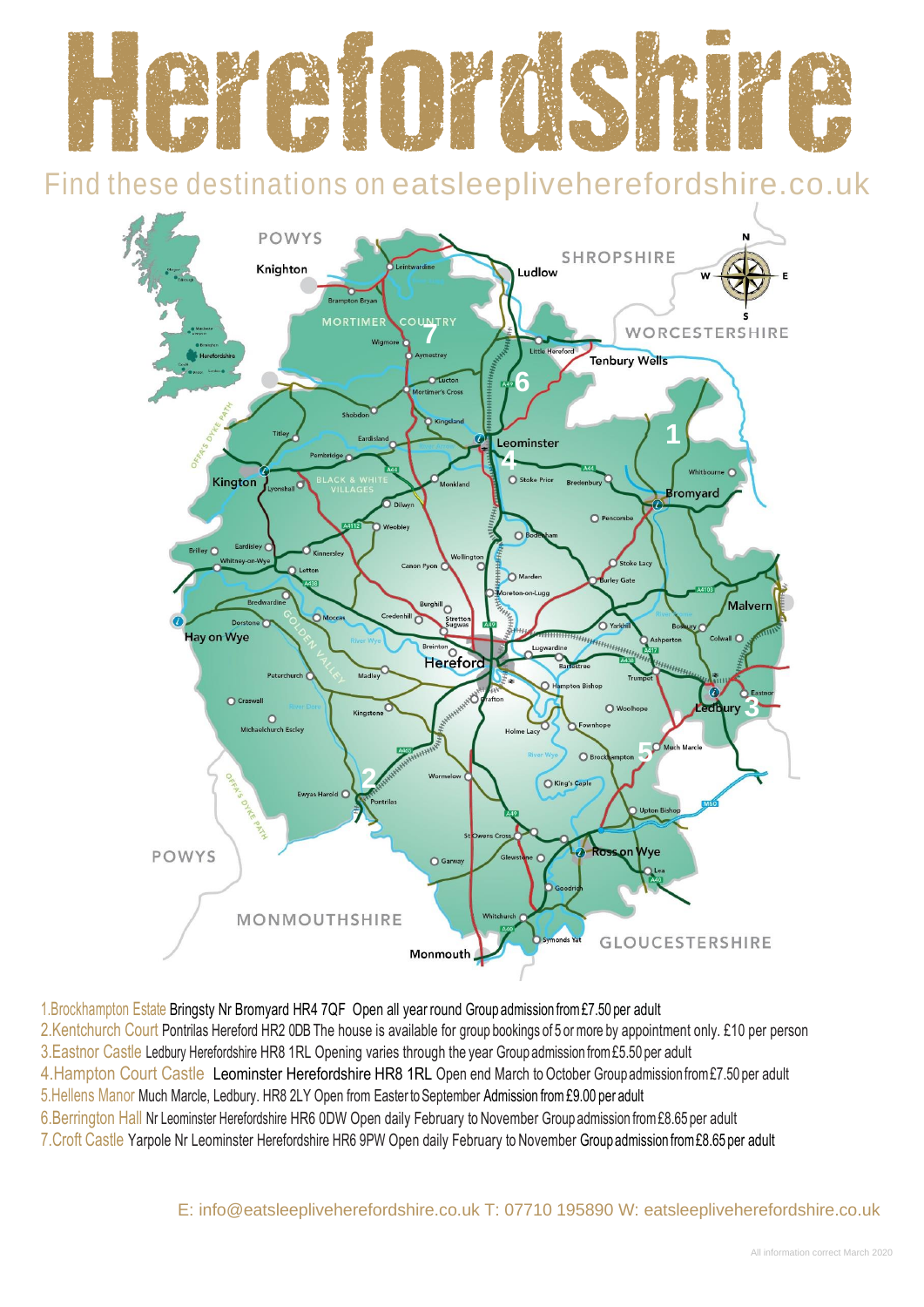# Herefordshire

Find these destinations on eatsleepliveherefordshire.co.uk

1. Brockhampton Estate Bringsty Nr Bromyard HR4 7QF Open all year round Group admission from £7.50 per adult
2. Kentchurch Court Pontrilas Hereford HR2 0DB The house is available for group bookings of 5 or more by appointment only. £10 per person
3. Eastnor Castle Ledbury Herefordshire HR8 1RL Opening varies through the year Group admission from £5.50 per adult
4. Hampton Court Castle Leominster Herefordshire HR8 1RL Open end March to October Group admission from £7.50 per adult
5. Hellens Manor Much Marcle, Ledbury. HR8 2LY Open from Easter to September Admission from £9.00 per adult
6. Berrington Hall Nr Leominster Herefordshire HR6 0DW Open daily February to November Group admission from £8.65 per adult
7. Croft Castle Yarpole Nr Leominster Herefordshire HR6 9PW Open daily February to November Group admission from £8.65 per adult

E: info@eatsleepliveherefordshire.co.uk T: 07710 195890 W: eatsleepliveherefordshire.co.uk

All information correct March 2020